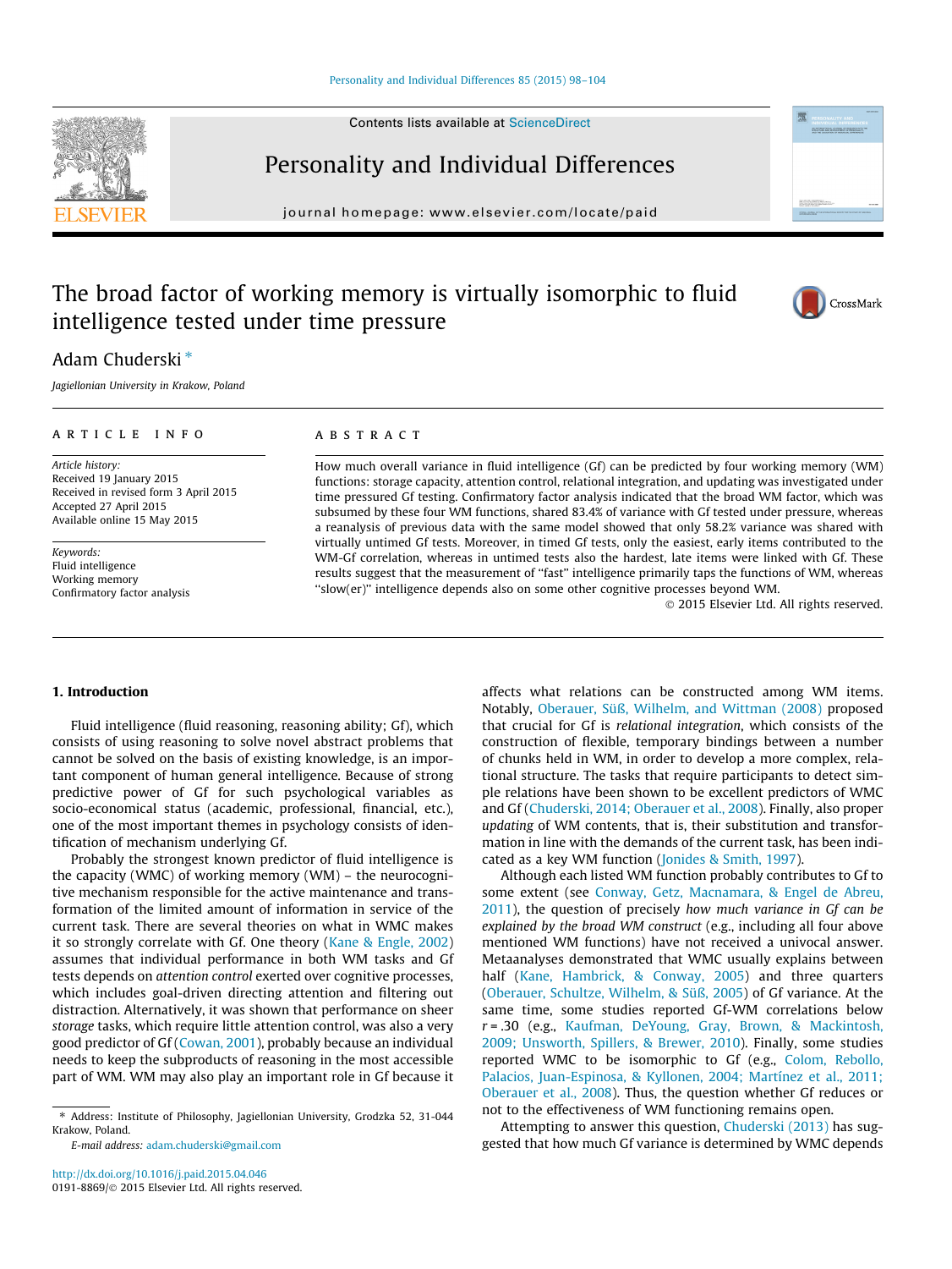# The broad factor of working memory is virtually isomorphic to fluid intelligence tested under time pressure

Adam Chuderski *

Jagiellonian University in Krakow, Poland

## ARTICLE INFO

*Article history:*
Received 19 January 2015
Received in revised form 3 April 2015
Accepted 27 April 2015
Available online 15 May 2015

*Keywords:*
Fluid intelligence
Working memory
Confirmatory factor analysis

## ABSTRACT

How much overall variance in fluid intelligence (Gf) can be predicted by four working memory (WM) functions: storage capacity, attention control, relational integration, and updating was investigated under time pressured Gf testing. Confirmatory factor analysis indicated that the broad WM factor, which was subsumed by these four WM functions, shared 83.4% of variance with Gf tested under pressure, whereas a reanalysis of previous data with the same model showed that only 58.2% variance was shared with virtually untimed Gf tests. Moreover, in timed Gf tests, only the easiest, early items contributed to the WM-Gf correlation, whereas in untimed tests also the hardest, late items were linked with Gf. These results suggest that the measurement of "fast" intelligence primarily taps the functions of WM, whereas "slow(er)" intelligence depends also on some other cognitive processes beyond WM.

© 2015 Elsevier Ltd. All rights reserved.

## 1. Introduction

Fluid intelligence (fluid reasoning, reasoning ability; Gf), which consists of using reasoning to solve novel abstract problems that cannot be solved on the basis of existing knowledge, is an important component of human general intelligence. Because of strong predictive power of Gf for such psychological variables as socio-economical status (academic, professional, financial, etc.), one of the most important themes in psychology consists of identification of mechanism underlying Gf.

Probably the strongest known predictor of fluid intelligence is the capacity (WMC) of working memory (WM) – the neurocognitive mechanism responsible for the active maintenance and transformation of the limited amount of information in service of the current task. There are several theories on what in WMC makes it so strongly correlate with Gf. One theory (Kane & Engle, 2002) assumes that individual performance in both WM tasks and Gf tests depends on *attention control* exerted over cognitive processes, which includes goal-driven directing attention and filtering out distraction. Alternatively, it was shown that performance on sheer *storage* tasks, which require little attention control, was also a very good predictor of Gf (Cowan, 2001), probably because an individual needs to keep the subproducts of reasoning in the most accessible part of WM. WM may also play an important role in Gf because it affects what relations can be constructed among WM items. Notably, Oberauer, Süß, Wilhelm, and Wittman (2008) proposed that crucial for Gf is *relational integration*, which consists of the construction of flexible, temporary bindings between a number of chunks held in WM, in order to develop a more complex, relational structure. The tasks that require participants to detect simple relations have been shown to be excellent predictors of WMC and Gf (Chuderski, 2014; Oberauer et al., 2008). Finally, also proper *updating* of WM contents, that is, their substitution and transformation in line with the demands of the current task, has been indicated as a key WM function (Jonides & Smith, 1997).

Although each listed WM function probably contributes to Gf to some extent (see Conway, Getz, Macnamara, & Engel de Abreu, 2011), the question of precisely *how much variance in Gf can be explained by the broad WM construct* (e.g., including all four above mentioned WM functions) have not received a univocal answer. Metaanalyses demonstrated that WMC usually explains between half (Kane, Hambrick, & Conway, 2005) and three quarters (Oberauer, Schultze, Wilhelm, & Süß, 2005) of Gf variance. At the same time, some studies reported Gf-WM correlations below $r = .30$ (e.g., Kaufman, DeYoung, Gray, Brown, & Mackintosh, 2009; Unsworth, Spillers, & Brewer, 2010). Finally, some studies reported WMC to be isomorphic to Gf (e.g., Colom, Rebollo, Palacios, Juan-Espinosa, & Kyllonen, 2004; Martínez et al., 2011; Oberauer et al., 2008). Thus, the question whether Gf reduces or not to the effectiveness of WM functioning remains open.

Attempting to answer this question, Chuderski (2013) has suggested that how much Gf variance is determined by WMC depends

---

* Address: Institute of Philosophy, Jagiellonian University, Grodzka 52, 31-044 Krakow, Poland.
E-mail address: adam.chuderski@gmail.com

http://dx.doi.org/10.1016/j.paid.2015.04.046
0191-8869/© 2015 Elsevier Ltd. All rights reserved.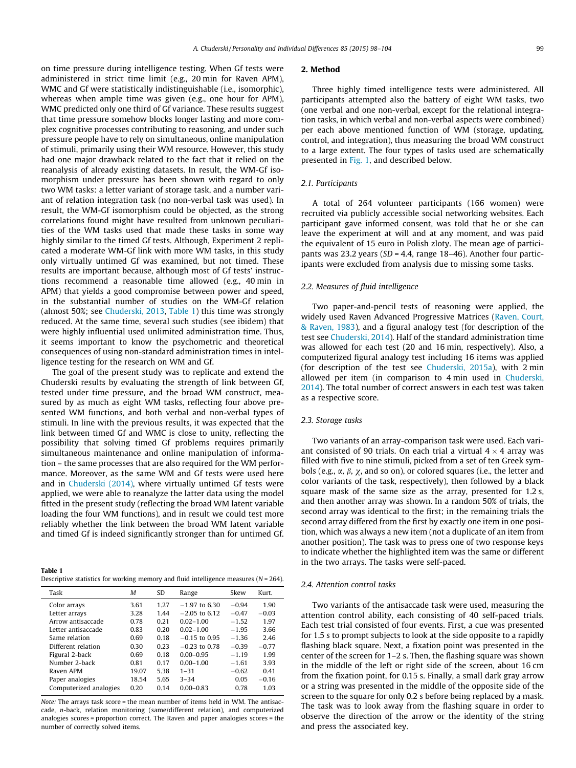on time pressure during intelligence testing. When Gf tests were administered in strict time limit (e.g., 20 min for Raven APM), WMC and Gf were statistically indistinguishable (i.e., isomorphic), whereas when ample time was given (e.g., one hour for APM), WMC predicted only one third of Gf variance. These results suggest that time pressure somehow blocks longer lasting and more complex cognitive processes contributing to reasoning, and under such pressure people have to rely on simultaneous, online manipulation of stimuli, primarily using their WM resource. However, this study had one major drawback related to the fact that it relied on the reanalysis of already existing datasets. In result, the WM-Gf isomorphism under pressure has been shown with regard to only two WM tasks: a letter variant of storage task, and a number variant of relation integration task (no non-verbal task was used). In result, the WM-Gf isomorphism could be objected, as the strong correlations found might have resulted from unknown peculiarities of the WM tasks used that made these tasks in some way highly similar to the timed Gf tests. Although, Experiment 2 replicated a moderate WM-Gf link with more WM tasks, in this study only virtually untimed Gf was examined, but not timed. These results are important because, although most of Gf tests' instructions recommend a reasonable time allowed (e.g., 40 min in APM) that yields a good compromise between power and speed, in the substantial number of studies on the WM-Gf relation (almost 50%; see Chuderski, 2013, Table 1) this time was strongly reduced. At the same time, several such studies (see ibidem) that were highly influential used unlimited administration time. Thus, it seems important to know the psychometric and theoretical consequences of using non-standard administration times in intelligence testing for the research on WM and Gf.

The goal of the present study was to replicate and extend the Chuderski results by evaluating the strength of link between Gf, tested under time pressure, and the broad WM construct, measured by as much as eight WM tasks, reflecting four above presented WM functions, and both verbal and non-verbal types of stimuli. In line with the previous results, it was expected that the link between timed Gf and WMC is close to unity, reflecting the possibility that solving timed Gf problems requires primarily simultaneous maintenance and online manipulation of information – the same processes that are also required for the WM performance. Moreover, as the same WM and Gf tests were used here and in Chuderski (2014), where virtually untimed Gf tests were applied, we were able to reanalyze the latter data using the model fitted in the present study (reflecting the broad WM latent variable loading the four WM functions), and in result we could test more reliably whether the link between the broad WM latent variable and timed Gf is indeed significantly stronger than for untimed Gf.

**Table 1**
Descriptive statistics for working memory and fluid intelligence measures ($N$ = 264).

| Task | M | SD | Range | Skew | Kurt. |
|---|---|---|---|---|---|
| Color arrays | 3.61 | 1.27 | −1.97 to 6.30 | −0.94 | 1.90 |
| Letter arrays | 3.28 | 1.44 | −2.05 to 6.12 | −0.47 | −0.03 |
| Arrow antisaccade | 0.78 | 0.21 | 0.02–1.00 | −1.52 | 1.97 |
| Letter antisaccade | 0.83 | 0.20 | 0.02–1.00 | −1.95 | 3.66 |
| Same relation | 0.69 | 0.18 | −0.15 to 0.95 | −1.36 | 2.46 |
| Different relation | 0.30 | 0.23 | −0.23 to 0.78 | −0.39 | −0.77 |
| Figural 2-back | 0.69 | 0.18 | 0.00–0.95 | −1.19 | 1.99 |
| Number 2-back | 0.81 | 0.17 | 0.00–1.00 | −1.61 | 3.93 |
| Raven APM | 19.07 | 5.38 | 1–31 | −0.62 | 0.41 |
| Paper analogies | 18.54 | 5.65 | 3–34 | 0.05 | −0.16 |
| Computerized analogies | 0.20 | 0.14 | 0.00–0.83 | 0.78 | 1.03 |

*Note:* The arrays task score = the mean number of items held in WM. The antisaccade, *n*-back, relation monitoring (same/different relation), and computerized analogies scores = proportion correct. The Raven and paper analogies scores = the number of correctly solved items.

## 2. Method

Three highly timed intelligence tests were administered. All participants attempted also the battery of eight WM tasks, two (one verbal and one non-verbal, except for the relational integration tasks, in which verbal and non-verbal aspects were combined) per each above mentioned function of WM (storage, updating, control, and integration), thus measuring the broad WM construct to a large extent. The four types of tasks used are schematically presented in Fig. 1, and described below.

### 2.1. Participants

A total of 264 volunteer participants (166 women) were recruited via publicly accessible social networking websites. Each participant gave informed consent, was told that he or she can leave the experiment at will and at any moment, and was paid the equivalent of 15 euro in Polish zloty. The mean age of participants was 23.2 years ($SD$ = 4.4, range 18–46). Another four participants were excluded from analysis due to missing some tasks.

### 2.2. Measures of fluid intelligence

Two paper-and-pencil tests of reasoning were applied, the widely used Raven Advanced Progressive Matrices (Raven, Court, & Raven, 1983), and a figural analogy test (for description of the test see Chuderski, 2014). Half of the standard administration time was allowed for each test (20 and 16 min, respectively). Also, a computerized figural analogy test including 16 items was applied (for description of the test see Chuderski, 2015a), with 2 min allowed per item (in comparison to 4 min used in Chuderski, 2014). The total number of correct answers in each test was taken as a respective score.

### 2.3. Storage tasks

Two variants of an array-comparison task were used. Each variant consisted of 90 trials. On each trial a virtual $4 \times 4$ array was filled with five to nine stimuli, picked from a set of ten Greek symbols (e.g., $\alpha$, $\beta$, $\chi$, and so on), or colored squares (i.e., the letter and color variants of the task, respectively), then followed by a black square mask of the same size as the array, presented for 1.2 s, and then another array was shown. In a random 50% of trials, the second array was identical to the first; in the remaining trials the second array differed from the first by exactly one item in one position, which was always a new item (not a duplicate of an item from another position). The task was to press one of two response keys to indicate whether the highlighted item was the same or different in the two arrays. The tasks were self-paced.

### 2.4. Attention control tasks

Two variants of the antisaccade task were used, measuring the attention control ability, each consisting of 40 self-paced trials. Each test trial consisted of four events. First, a cue was presented for 1.5 s to prompt subjects to look at the side opposite to a rapidly flashing black square. Next, a fixation point was presented in the center of the screen for 1–2 s. Then, the flashing square was shown in the middle of the left or right side of the screen, about 16 cm from the fixation point, for 0.15 s. Finally, a small dark gray arrow or a string was presented in the middle of the opposite side of the screen to the square for only 0.2 s before being replaced by a mask. The task was to look away from the flashing square in order to observe the direction of the arrow or the identity of the string and press the associated key.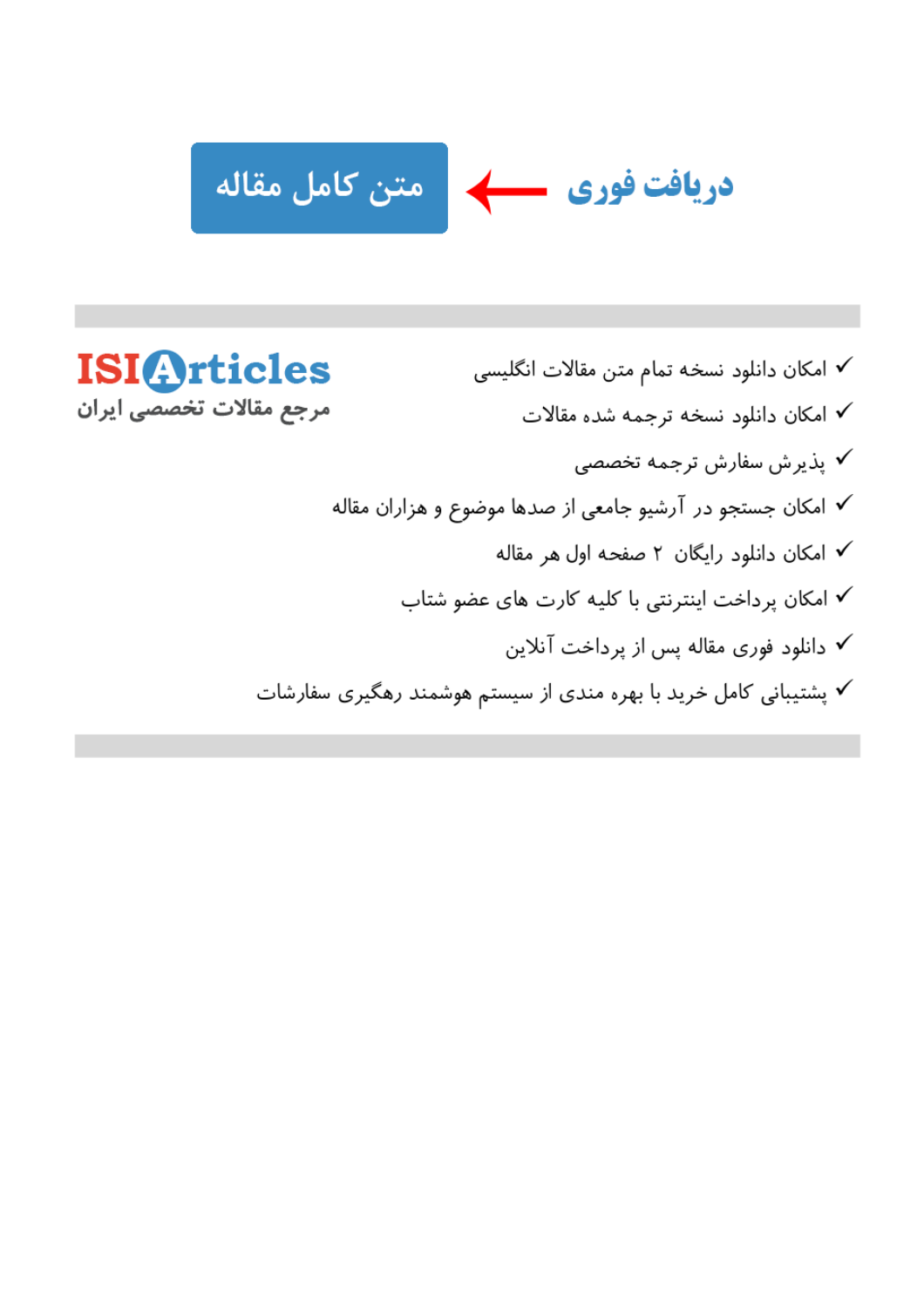دریافت فوری ← متن کامل مقاله

ISIArticles
مرجع مقالات تخصصی ایران

- ✓ امکان دانلود نسخه تمام متن مقالات انگلیسی
- ✓ امکان دانلود نسخه ترجمه شده مقالات
- ✓ پذیرش سفارش ترجمه تخصصی
- ✓ امکان جستجو در آرشیو جامعی از صدها موضوع و هزاران مقاله
- ✓ امکان دانلود رایگان ۲ صفحه اول هر مقاله
- ✓ امکان پرداخت اینترنتی با کلیه کارت های عضو شتاب
- ✓ دانلود فوری مقاله پس از پرداخت آنلاین
- ✓ پشتیبانی کامل خرید با بهره مندی از سیستم هوشمند رهگیری سفارشات